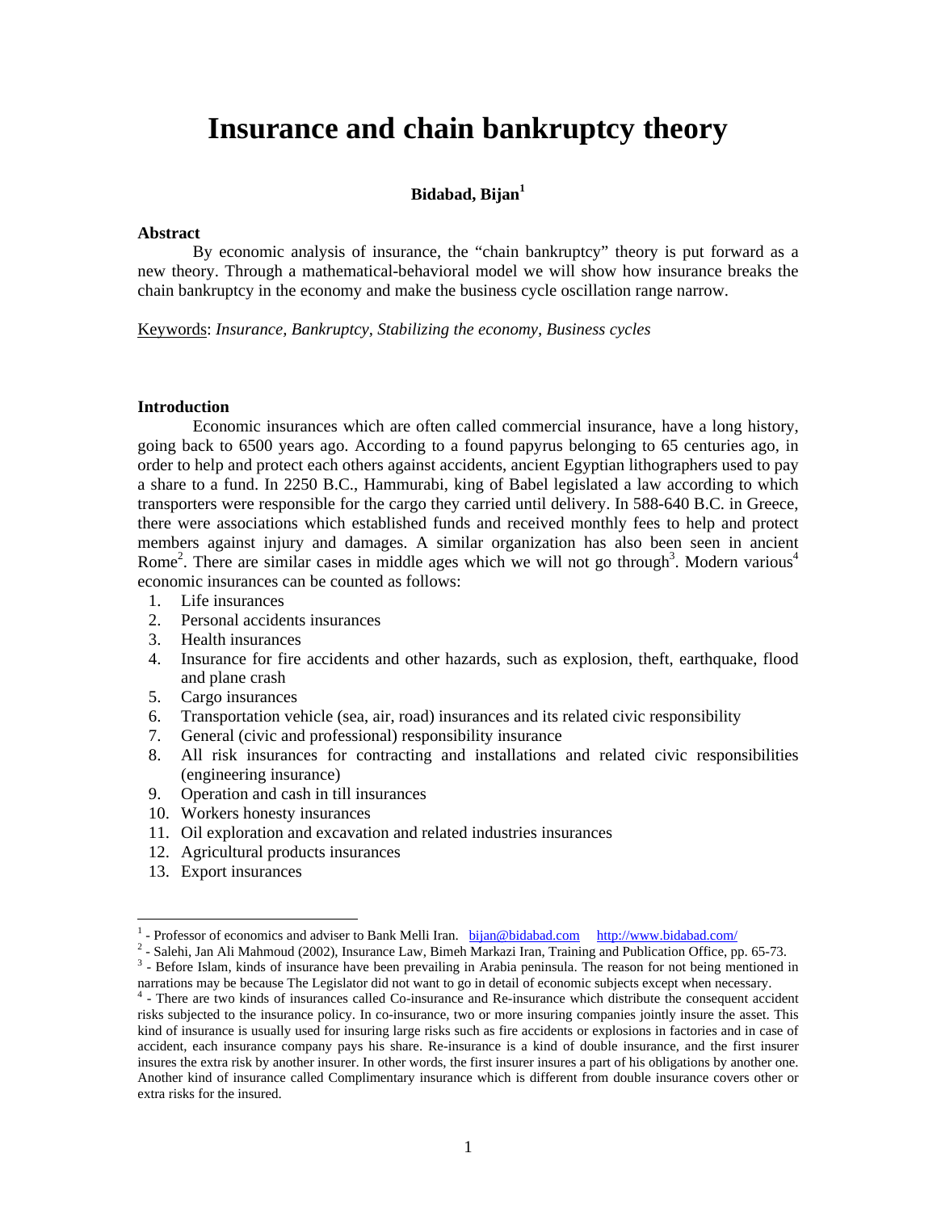# Insurance and chain bankruptcy theory

**Bidabad, Bijan**[1]

**Abstract**

By economic analysis of insurance, the "chain bankruptcy" theory is put forward as a new theory. Through a mathematical-behavioral model we will show how insurance breaks the chain bankruptcy in the economy and make the business cycle oscillation range narrow.

Keywords: *Insurance, Bankruptcy, Stabilizing the economy, Business cycles*

**Introduction**

Economic insurances which are often called commercial insurance, have a long history, going back to 6500 years ago. According to a found papyrus belonging to 65 centuries ago, in order to help and protect each others against accidents, ancient Egyptian lithographers used to pay a share to a fund. In 2250 B.C., Hammurabi, king of Babel legislated a law according to which transporters were responsible for the cargo they carried until delivery. In 588-640 B.C. in Greece, there were associations which established funds and received monthly fees to help and protect members against injury and damages. A similar organization has also been seen in ancient Rome[2]. There are similar cases in middle ages which we will not go through[3]. Modern various[4] economic insurances can be counted as follows:

1. Life insurances
2. Personal accidents insurances
3. Health insurances
4. Insurance for fire accidents and other hazards, such as explosion, theft, earthquake, flood and plane crash
5. Cargo insurances
6. Transportation vehicle (sea, air, road) insurances and its related civic responsibility
7. General (civic and professional) responsibility insurance
8. All risk insurances for contracting and installations and related civic responsibilities (engineering insurance)
9. Operation and cash in till insurances
10. Workers honesty insurances
11. Oil exploration and excavation and related industries insurances
12. Agricultural products insurances
13. Export insurances

---

[1] - Professor of economics and adviser to Bank Melli Iran. bijan@bidabad.com http://www.bidabad.com/

[2] - Salehi, Jan Ali Mahmoud (2002), Insurance Law, Bimeh Markazi Iran, Training and Publication Office, pp. 65-73.

[3] - Before Islam, kinds of insurance have been prevailing in Arabia peninsula. The reason for not being mentioned in narrations may be because The Legislator did not want to go in detail of economic subjects except when necessary.

[4] - There are two kinds of insurances called Co-insurance and Re-insurance which distribute the consequent accident risks subjected to the insurance policy. In co-insurance, two or more insuring companies jointly insure the asset. This kind of insurance is usually used for insuring large risks such as fire accidents or explosions in factories and in case of accident, each insurance company pays his share. Re-insurance is a kind of double insurance, and the first insurer insures the extra risk by another insurer. In other words, the first insurer insures a part of his obligations by another one. Another kind of insurance called Complimentary insurance which is different from double insurance covers other or extra risks for the insured.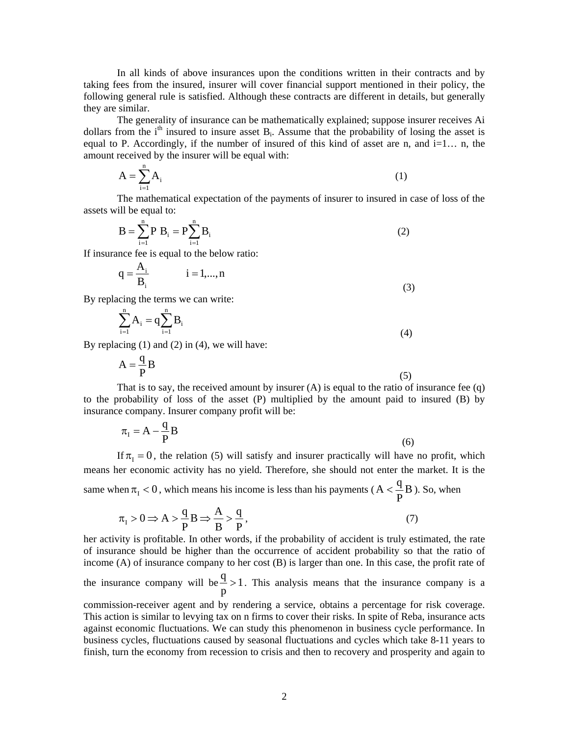In all kinds of above insurances upon the conditions written in their contracts and by taking fees from the insured, insurer will cover financial support mentioned in their policy, the following general rule is satisfied. Although these contracts are different in details, but generally they are similar.

The generality of insurance can be mathematically explained; suppose insurer receives Ai dollars from the $i^{th}$ insured to insure asset $B_i$. Assume that the probability of losing the asset is equal to P. Accordingly, if the number of insured of this kind of asset are n, and i=1… n, the amount received by the insurer will be equal with:

$$A = \sum_{i=1}^{n} A_i \tag{1}$$

The mathematical expectation of the payments of insurer to insured in case of loss of the assets will be equal to:

$$B = \sum_{i=1}^{n} P\ B_i = P\sum_{i=1}^{n} B_i \tag{2}$$

If insurance fee is equal to the below ratio:

$$q = \frac{A_i}{B_i} \qquad i = 1,\dots,n \tag{3}$$

By replacing the terms we can write:

$$\sum_{i=1}^{n} A_i = q\sum_{i=1}^{n} B_i \tag{4}$$

By replacing (1) and (2) in (4), we will have:

$$A = \frac{q}{P}B \tag{5}$$

That is to say, the received amount by insurer (A) is equal to the ratio of insurance fee (q) to the probability of loss of the asset (P) multiplied by the amount paid to insured (B) by insurance company. Insurer company profit will be:

$$\pi_I = A - \frac{q}{P}B \tag{6}$$

If $\pi_I = 0$, the relation (5) will satisfy and insurer practically will have no profit, which means her economic activity has no yield. Therefore, she should not enter the market. It is the same when $\pi_I < 0$, which means his income is less than his payments ($A < \frac{q}{P}B$). So, when

$$\pi_I > 0 \Rightarrow A > \frac{q}{P}B \Rightarrow \frac{A}{B} > \frac{q}{P}, \tag{7}$$

her activity is profitable. In other words, if the probability of accident is truly estimated, the rate of insurance should be higher than the occurrence of accident probability so that the ratio of income (A) of insurance company to her cost (B) is larger than one. In this case, the profit rate of the insurance company will be $\frac{q}{p} > 1$. This analysis means that the insurance company is a commission-receiver agent and by rendering a service, obtains a percentage for risk coverage. This action is similar to levying tax on n firms to cover their risks. In spite of Reba, insurance acts against economic fluctuations. We can study this phenomenon in business cycle performance. In business cycles, fluctuations caused by seasonal fluctuations and cycles which take 8-11 years to finish, turn the economy from recession to crisis and then to recovery and prosperity and again to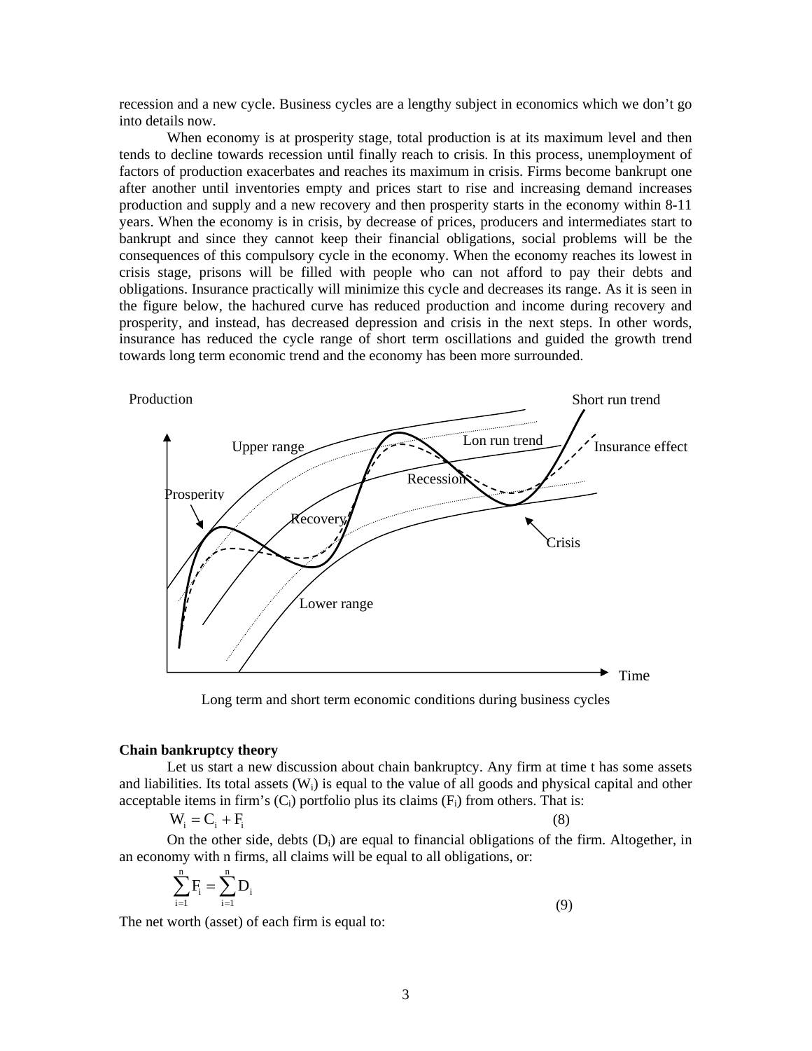recession and a new cycle. Business cycles are a lengthy subject in economics which we don't go into details now.

When economy is at prosperity stage, total production is at its maximum level and then tends to decline towards recession until finally reach to crisis. In this process, unemployment of factors of production exacerbates and reaches its maximum in crisis. Firms become bankrupt one after another until inventories empty and prices start to rise and increasing demand increases production and supply and a new recovery and then prosperity starts in the economy within 8-11 years. When the economy is in crisis, by decrease of prices, producers and intermediates start to bankrupt and since they cannot keep their financial obligations, social problems will be the consequences of this compulsory cycle in the economy. When the economy reaches its lowest in crisis stage, prisons will be filled with people who can not afford to pay their debts and obligations. Insurance practically will minimize this cycle and decreases its range. As it is seen in the figure below, the hachured curve has reduced production and income during recovery and prosperity, and instead, has decreased depression and crisis in the next steps. In other words, insurance has reduced the cycle range of short term oscillations and guided the growth trend towards long term economic trend and the economy has been more surrounded.

Long term and short term economic conditions during business cycles

### Chain bankruptcy theory

Let us start a new discussion about chain bankruptcy. Any firm at time t has some assets and liabilities. Its total assets ($W_i$) is equal to the value of all goods and physical capital and other acceptable items in firm's ($C_i$) portfolio plus its claims ($F_i$) from others. That is:

$$W_i = C_i + F_i \quad (8)$$

On the other side, debts ($D_i$) are equal to financial obligations of the firm. Altogether, in an economy with n firms, all claims will be equal to all obligations, or:

$$\sum_{i=1}^{n} F_i = \sum_{i=1}^{n} D_i \quad (9)$$

The net worth (asset) of each firm is equal to: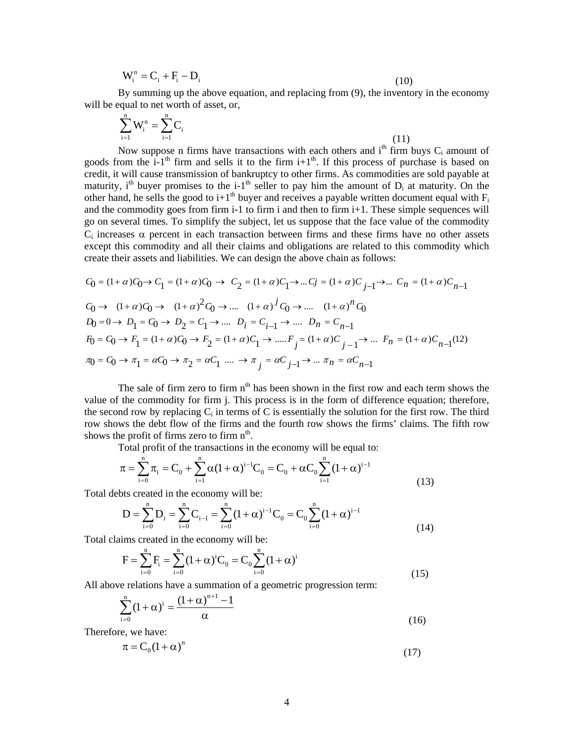$$W_i^n = C_i + F_i - D_i \tag{10}$$

By summing up the above equation, and replacing from (9), the inventory in the economy will be equal to net worth of asset, or,

$$\sum_{i=1}^{n} W_i^n = \sum_{i=1}^{n} C_i \tag{11}$$

Now suppose n firms have transactions with each others and $i^{th}$ firm buys $C_i$ amount of goods from the $i\text{-}1^{th}$ firm and sells it to the firm $i\text{+}1^{th}$. If this process of purchase is based on credit, it will cause transmission of bankruptcy to other firms. As commodities are sold payable at maturity, $i^{th}$ buyer promises to the $i\text{-}1^{th}$ seller to pay him the amount of $D_i$ at maturity. On the other hand, he sells the good to $i\text{+}1^{th}$ buyer and receives a payable written document equal with $F_i$ and the commodity goes from firm i-1 to firm i and then to firm i+1. These simple sequences will go on several times. To simplify the subject, let us suppose that the face value of the commodity $C_i$ increases $\alpha$ percent in each transaction between firms and these firms have no other assets except this commodity and all their claims and obligations are related to this commodity which create their assets and liabilities. We can design the above chain as follows:

$$C_0 = (1+\alpha)C_0 \rightarrow C_1 = (1+\alpha)C_0 \rightarrow C_2 = (1+\alpha)C_1 \rightarrow ... Cj = (1+\alpha)C_{j-1} \rightarrow ... \; C_n = (1+\alpha)C_{n-1}$$

$$C_0 \rightarrow \quad (1+\alpha)C_0 \rightarrow \quad (1+\alpha)^2 C_0 \rightarrow .... \quad (1+\alpha)^j C_0 \rightarrow .... \quad (1+\alpha)^n C_0$$

$$D_0 = 0 \rightarrow D_1 = C_0 \rightarrow D_2 = C_1 \rightarrow .... \; D_i = C_{i-1} \rightarrow .... \; D_n = C_{n-1}$$

$$F_0 = C_0 \rightarrow F_1 = (1+\alpha)C_0 \rightarrow F_2 = (1+\alpha)C_1 \rightarrow .....F_j = (1+\alpha)C_{j-1} \rightarrow ... \; F_n = (1+\alpha)C_{n-1} \tag{12}$$

$$\pi_0 = C_0 \rightarrow \pi_1 = \alpha C_0 \rightarrow \pi_2 = \alpha C_1 \; .... \rightarrow \pi_j = \alpha C_{j-1} \rightarrow ... \; \pi_n = \alpha C_{n-1}$$

The sale of firm zero to firm $n^{th}$ has been shown in the first row and each term shows the value of the commodity for firm j. This process is in the form of difference equation; therefore, the second row by replacing $C_i$ in terms of C is essentially the solution for the first row. The third row shows the debt flow of the firms and the fourth row shows the firms' claims. The fifth row shows the profit of firms zero to firm $n^{th}$.

Total profit of the transactions in the economy will be equal to:

$$\pi = \sum_{i=0}^{n} \pi_i = C_0 + \sum_{i=1}^{n} \alpha(1+\alpha)^{i-1} C_0 = C_0 + \alpha C_0 \sum_{i=1}^{n} (1+\alpha)^{i-1} \tag{13}$$

Total debts created in the economy will be:

$$D = \sum_{i=0}^{n} D_i = \sum_{i=0}^{n} C_{i-1} = \sum_{i=0}^{n} (1+\alpha)^{i-1} C_0 = C_0 \sum_{i=0}^{n} (1+\alpha)^{i-1} \tag{14}$$

Total claims created in the economy will be:

$$F = \sum_{i=0}^{n} F_i = \sum_{i=0}^{n} (1+\alpha)^i C_0 = C_0 \sum_{i=0}^{n} (1+\alpha)^i \tag{15}$$

All above relations have a summation of a geometric progression term:

$$\sum_{i=0}^{n} (1+\alpha)^i = \frac{(1+\alpha)^{n+1} - 1}{\alpha} \tag{16}$$

Therefore, we have:

$$\pi = C_0 (1+\alpha)^n \tag{17}$$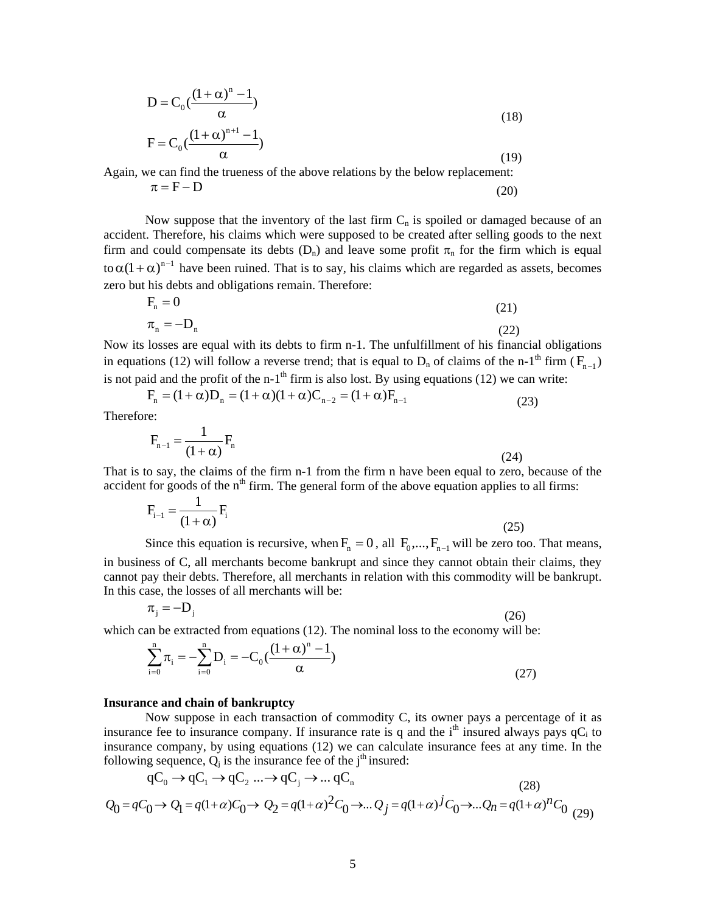$$D = C_0 \left(\frac{(1+\alpha)^n - 1}{\alpha}\right) \tag{18}$$

$$F = C_0 \left(\frac{(1+\alpha)^{n+1} - 1}{\alpha}\right) \tag{19}$$

Again, we can find the trueness of the above relations by the below replacement:

$$\pi = F - D \tag{20}$$

Now suppose that the inventory of the last firm $C_n$ is spoiled or damaged because of an accident. Therefore, his claims which were supposed to be created after selling goods to the next firm and could compensate its debts ($D_n$) and leave some profit $\pi_n$ for the firm which is equal to $\alpha(1+\alpha)^{n-1}$ have been ruined. That is to say, his claims which are regarded as assets, becomes zero but his debts and obligations remain. Therefore:

$$F_n = 0 \tag{21}$$

$$\pi_n = -D_n \tag{22}$$

Now its losses are equal with its debts to firm n-1. The unfulfillment of his financial obligations in equations (12) will follow a reverse trend; that is equal to $D_n$ of claims of the n-1[th] firm ($F_{n-1}$) is not paid and the profit of the n-1[th] firm is also lost. By using equations (12) we can write:

$$F_n = (1+\alpha)D_n = (1+\alpha)(1+\alpha)C_{n-2} = (1+\alpha)F_{n-1} \tag{23}$$

Therefore:

$$F_{n-1} = \frac{1}{(1+\alpha)} F_n \tag{24}$$

That is to say, the claims of the firm n-1 from the firm n have been equal to zero, because of the accident for goods of the n[th] firm. The general form of the above equation applies to all firms:

$$F_{i-1} = \frac{1}{(1+\alpha)} F_i \tag{25}$$

Since this equation is recursive, when $F_n = 0$, all $F_0, ..., F_{n-1}$ will be zero too. That means, in business of C, all merchants become bankrupt and since they cannot obtain their claims, they cannot pay their debts. Therefore, all merchants in relation with this commodity will be bankrupt. In this case, the losses of all merchants will be:

$$\pi_j = -D_j \tag{26}$$

which can be extracted from equations (12). The nominal loss to the economy will be:

$$\sum_{i=0}^{n} \pi_i = -\sum_{i=0}^{n} D_i = -C_0 \left(\frac{(1+\alpha)^n - 1}{\alpha}\right) \tag{27}$$

**Insurance and chain of bankruptcy**

Now suppose in each transaction of commodity C, its owner pays a percentage of it as insurance fee to insurance company. If insurance rate is q and the i[th] insured always pays $qC_i$ to insurance company, by using equations (12) we can calculate insurance fees at any time. In the following sequence, $Q_j$ is the insurance fee of the j[th] insured:

$$qC_0 \to qC_1 \to qC_2 \; ... \to qC_j \to ... \; qC_n \tag{28}$$

$$Q_0 = qC_0 \to Q_1 = q(1+\alpha)C_0 \to Q_2 = q(1+\alpha)^2 C_0 \to ... \; Q_j = q(1+\alpha)^j C_0 \to ... Q_n = q(1+\alpha)^n C_0 \tag{29}$$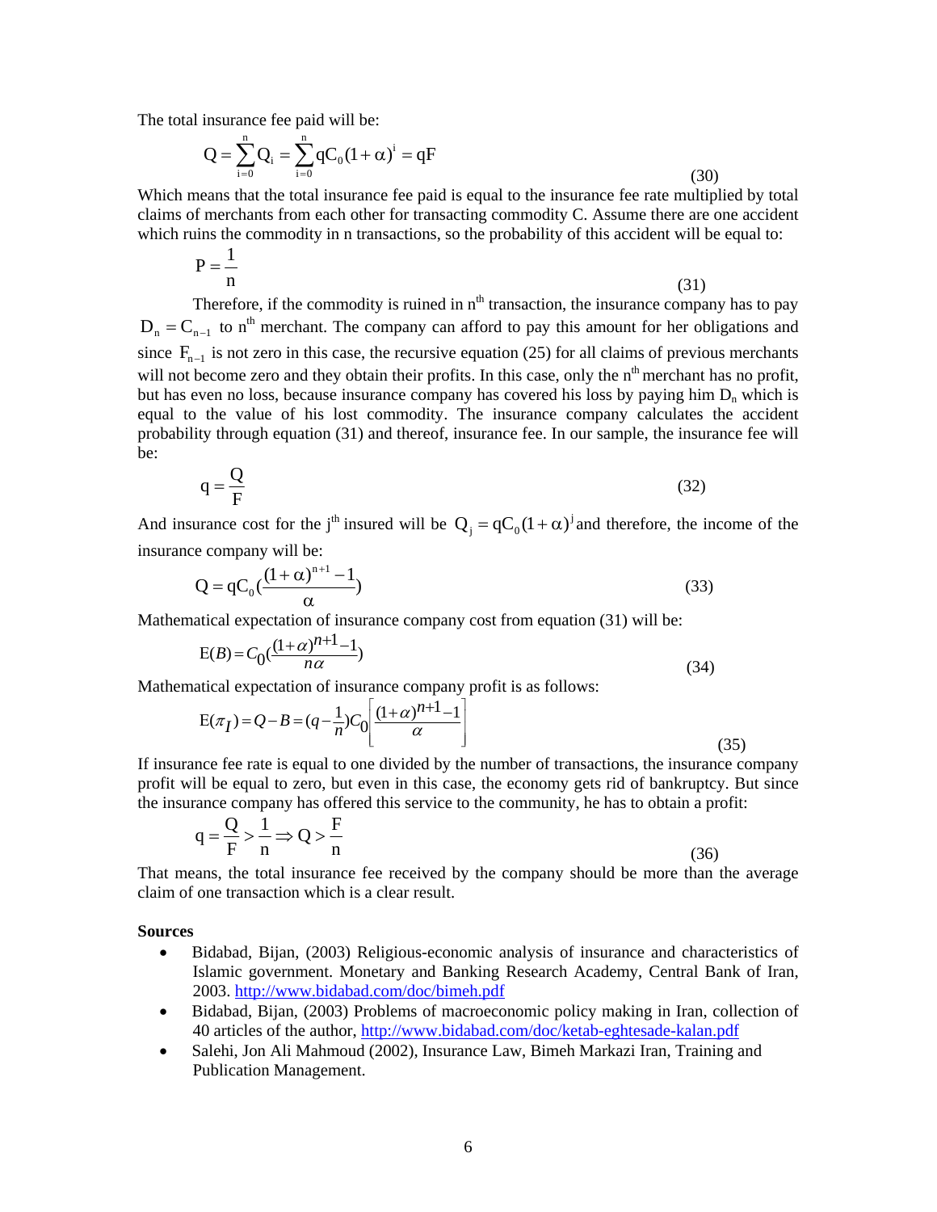The total insurance fee paid will be:

$$Q = \sum_{i=0}^{n} Q_i = \sum_{i=0}^{n} qC_0(1+\alpha)^i = qF \tag{30}$$

Which means that the total insurance fee paid is equal to the insurance fee rate multiplied by total claims of merchants from each other for transacting commodity C. Assume there are one accident which ruins the commodity in n transactions, so the probability of this accident will be equal to:

$$P = \frac{1}{n} \tag{31}$$

Therefore, if the commodity is ruined in $n^{th}$ transaction, the insurance company has to pay $D_n = C_{n-1}$ to $n^{th}$ merchant. The company can afford to pay this amount for her obligations and since $F_{n-1}$ is not zero in this case, the recursive equation (25) for all claims of previous merchants will not become zero and they obtain their profits. In this case, only the $n^{th}$ merchant has no profit, but has even no loss, because insurance company has covered his loss by paying him $D_n$ which is equal to the value of his lost commodity. The insurance company calculates the accident probability through equation (31) and thereof, insurance fee. In our sample, the insurance fee will be:

$$q = \frac{Q}{F} \tag{32}$$

And insurance cost for the $j^{th}$ insured will be $Q_j = qC_0(1+\alpha)^j$ and therefore, the income of the insurance company will be:

$$Q = qC_0\left(\frac{(1+\alpha)^{n+1} - 1}{\alpha}\right) \tag{33}$$

Mathematical expectation of insurance company cost from equation (31) will be:

$$E(B) = C_0\left(\frac{(1+\alpha)^{n+1} - 1}{n\alpha}\right) \tag{34}$$

Mathematical expectation of insurance company profit is as follows:

$$E(\pi_I) = Q - B = \left(q - \frac{1}{n}\right)C_0\left[\frac{(1+\alpha)^{n+1} - 1}{\alpha}\right] \tag{35}$$

If insurance fee rate is equal to one divided by the number of transactions, the insurance company profit will be equal to zero, but even in this case, the economy gets rid of bankruptcy. But since the insurance company has offered this service to the community, he has to obtain a profit:

$$q = \frac{Q}{F} > \frac{1}{n} \Rightarrow Q > \frac{F}{n} \tag{36}$$

That means, the total insurance fee received by the company should be more than the average claim of one transaction which is a clear result.

**Sources**

- Bidabad, Bijan, (2003) Religious-economic analysis of insurance and characteristics of Islamic government. Monetary and Banking Research Academy, Central Bank of Iran, 2003. http://www.bidabad.com/doc/bimeh.pdf
- Bidabad, Bijan, (2003) Problems of macroeconomic policy making in Iran, collection of 40 articles of the author, http://www.bidabad.com/doc/ketab-eghtesade-kalan.pdf
- Salehi, Jon Ali Mahmoud (2002), Insurance Law, Bimeh Markazi Iran, Training and Publication Management.